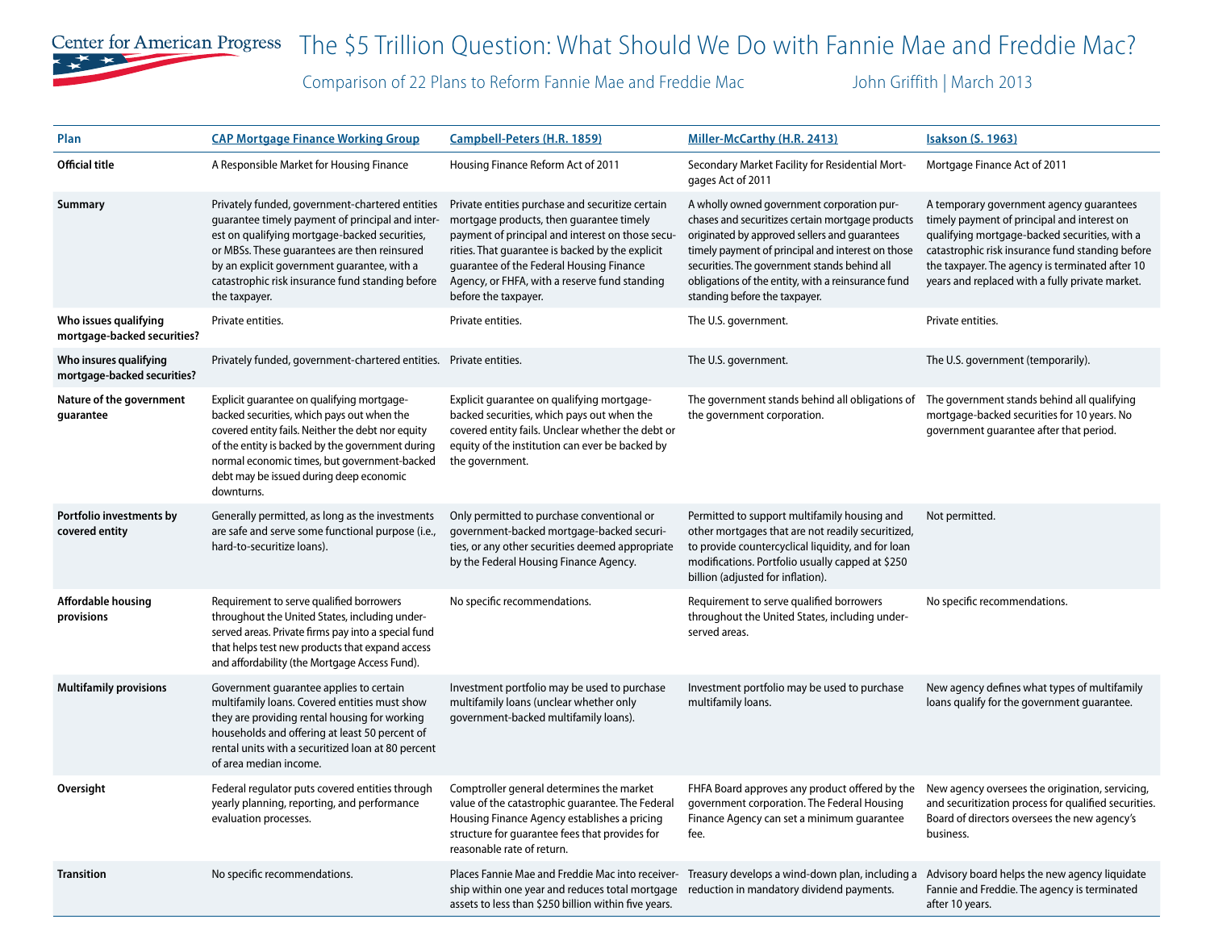Center for American Progress

# The $5 Trillion Question: What Should We Do with Fannie Mae and Freddie Mac?

Comparison of 22 Plans to Reform Fannie Mae and Freddie Mac

John Griffith | March 2013

| Plan | CAP Mortgage Finance Working Group | Campbell-Peters (H.R. 1859) | Miller-McCarthy (H.R. 2413) | Isakson (S. 1963) |
|---|---|---|---|---|
| **Official title** | A Responsible Market for Housing Finance | Housing Finance Reform Act of 2011 | Secondary Market Facility for Residential Mortgages Act of 2011 | Mortgage Finance Act of 2011 |
| **Summary** | Privately funded, government-chartered entities guarantee timely payment of principal and interest on qualifying mortgage-backed securities, or MBSs. These guarantees are then reinsured by an explicit government guarantee, with a catastrophic risk insurance fund standing before the taxpayer. | Private entities purchase and securitize certain mortgage products, then guarantee timely payment of principal and interest on those securities. That guarantee is backed by the explicit guarantee of the Federal Housing Finance Agency, or FHFA, with a reserve fund standing before the taxpayer. | A wholly owned government corporation purchases and securitizes certain mortgage products originated by approved sellers and guarantees timely payment of principal and interest on those securities. The government stands behind all obligations of the entity, with a reinsurance fund standing before the taxpayer. | A temporary government agency guarantees timely payment of principal and interest on qualifying mortgage-backed securities, with a catastrophic risk insurance fund standing before the taxpayer. The agency is terminated after 10 years and replaced with a fully private market. |
| **Who issues qualifying mortgage-backed securities?** | Private entities. | Private entities. | The U.S. government. | Private entities. |
| **Who insures qualifying mortgage-backed securities?** | Privately funded, government-chartered entities. | Private entities. | The U.S. government. | The U.S. government (temporarily). |
| **Nature of the government guarantee** | Explicit guarantee on qualifying mortgage-backed securities, which pays out when the covered entity fails. Neither the debt nor equity of the entity is backed by the government during normal economic times, but government-backed debt may be issued during deep economic downturns. | Explicit guarantee on qualifying mortgage-backed securities, which pays out when the covered entity fails. Unclear whether the debt or equity of the institution can ever be backed by the government. | The government stands behind all obligations of the government corporation. | The government stands behind all qualifying mortgage-backed securities for 10 years. No government guarantee after that period. |
| **Portfolio investments by covered entity** | Generally permitted, as long as the investments are safe and serve some functional purpose (i.e., hard-to-securitize loans). | Only permitted to purchase conventional or government-backed mortgage-backed securities, or any other securities deemed appropriate by the Federal Housing Finance Agency. | Permitted to support multifamily housing and other mortgages that are not readily securitized, to provide countercyclical liquidity, and for loan modifications. Portfolio usually capped at $250 billion (adjusted for inflation). | Not permitted. |
| **Affordable housing provisions** | Requirement to serve qualified borrowers throughout the United States, including underserved areas. Private firms pay into a special fund that helps test new products that expand access and affordability (the Mortgage Access Fund). | No specific recommendations. | Requirement to serve qualified borrowers throughout the United States, including underserved areas. | No specific recommendations. |
| **Multifamily provisions** | Government guarantee applies to certain multifamily loans. Covered entities must show they are providing rental housing for working households and offering at least 50 percent of rental units with a securitized loan at 80 percent of area median income. | Investment portfolio may be used to purchase multifamily loans (unclear whether only government-backed multifamily loans). | Investment portfolio may be used to purchase multifamily loans. | New agency defines what types of multifamily loans qualify for the government guarantee. |
| **Oversight** | Federal regulator puts covered entities through yearly planning, reporting, and performance evaluation processes. | Comptroller general determines the market value of the catastrophic guarantee. The Federal Housing Finance Agency establishes a pricing structure for guarantee fees that provides for reasonable rate of return. | FHFA Board approves any product offered by the government corporation. The Federal Housing Finance Agency can set a minimum guarantee fee. | New agency oversees the origination, servicing, and securitization process for qualified securities. Board of directors oversees the new agency's business. |
| **Transition** | No specific recommendations. | Places Fannie Mae and Freddie Mac into receivership within one year and reduces total mortgage assets to less than $250 billion within five years. | Treasury develops a wind-down plan, including a reduction in mandatory dividend payments. | Advisory board helps the new agency liquidate Fannie and Freddie. The agency is terminated after 10 years. |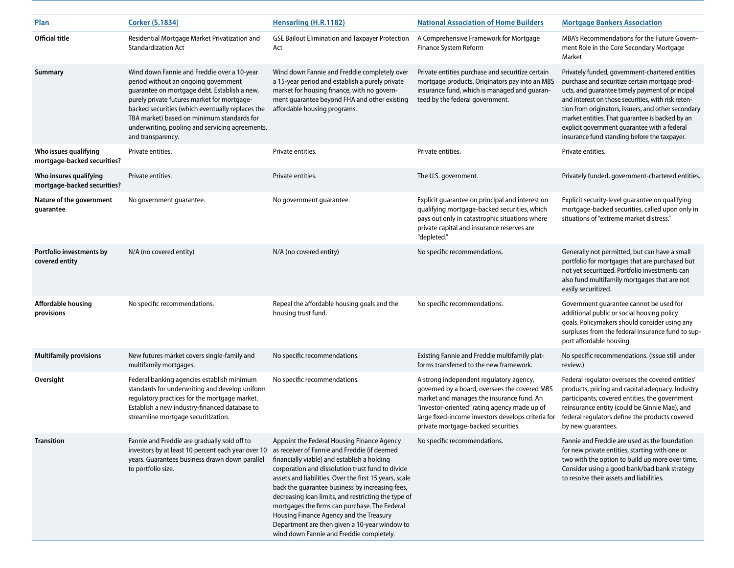| Plan | Corker (S.1834) | Hensarling (H.R.1182) | National Association of Home Builders | Mortgage Bankers Association |
|---|---|---|---|---|
| **Official title** | Residential Mortgage Market Privatization and Standardization Act | GSE Bailout Elimination and Taxpayer Protection Act | A Comprehensive Framework for Mortgage Finance System Reform | MBA's Recommendations for the Future Government Role in the Core Secondary Mortgage Market |
| **Summary** | Wind down Fannie and Freddie over a 10-year period without an ongoing government guarantee on mortgage debt. Establish a new, purely private futures market for mortgage-backed securities (which eventually replaces the TBA market) based on minimum standards for underwriting, pooling and servicing agreements, and transparency. | Wind down Fannie and Freddie completely over a 15-year period and establish a purely private market for housing finance, with no government guarantee beyond FHA and other existing affordable housing programs. | Private entities purchase and securitize certain mortgage products. Originators pay into an MBS insurance fund, which is managed and guaranteed by the federal government. | Privately funded, government-chartered entities purchase and securitize certain mortgage products, and guarantee timely payment of principal and interest on those securities, with risk retention from originators, issuers, and other secondary market entities. That guarantee is backed by an explicit government guarantee with a federal insurance fund standing before the taxpayer. |
| **Who issues qualifying mortgage-backed securities?** | Private entities. | Private entities. | Private entities. | Private entities. |
| **Who insures qualifying mortgage-backed securities?** | Private entities. | Private entities. | The U.S. government. | Privately funded, government-chartered entities. |
| **Nature of the government guarantee** | No government guarantee. | No government guarantee. | Explicit guarantee on principal and interest on qualifying mortgage-backed securities, which pays out only in catastrophic situations where private capital and insurance reserves are "depleted." | Explicit security-level guarantee on qualifying mortgage-backed securities, called upon only in situations of "extreme market distress." |
| **Portfolio investments by covered entity** | N/A (no covered entity) | N/A (no covered entity) | No specific recommendations. | Generally not permitted, but can have a small portfolio for mortgages that are purchased but not yet securitized. Portfolio investments can also fund multifamily mortgages that are not easily securitized. |
| **Affordable housing provisions** | No specific recommendations. | Repeal the affordable housing goals and the housing trust fund. | No specific recommendations. | Government guarantee cannot be used for additional public or social housing policy goals. Policymakers should consider using any surpluses from the federal insurance fund to support affordable housing. |
| **Multifamily provisions** | New futures market covers single-family and multifamily mortgages. | No specific recommendations. | Existing Fannie and Freddie multifamily platforms transferred to the new framework. | No specific recommendations. (Issue still under review.) |
| **Oversight** | Federal banking agencies establish minimum standards for underwriting and develop uniform regulatory practices for the mortgage market. Establish a new industry-financed database to streamline mortgage securitization. | No specific recommendations. | A strong independent regulatory agency, governed by a board, oversees the covered MBS market and manages the insurance fund. An "investor-oriented" rating agency made up of large fixed-income investors develops criteria for private mortgage-backed securities. | Federal regulator oversees the covered entities' products, pricing and capital adequacy. Industry participants, covered entities, the government reinsurance entity (could be Ginnie Mae), and federal regulators define the products covered by new guarantees. |
| **Transition** | Fannie and Freddie are gradually sold off to investors by at least 10 percent each year over 10 years. Guarantees business drawn down parallel to portfolio size. | Appoint the Federal Housing Finance Agency as receiver of Fannie and Freddie (if deemed financially viable) and establish a holding corporation and dissolution trust fund to divide assets and liabilities. Over the first 15 years, scale back the guarantee business by increasing fees, decreasing loan limits, and restricting the type of mortgages the firms can purchase. The Federal Housing Finance Agency and the Treasury Department are then given a 10-year window to wind down Fannie and Freddie completely. | No specific recommendations. | Fannie and Freddie are used as the foundation for new private entities, starting with one or two with the option to build up more over time. Consider using a good bank/bad bank strategy to resolve their assets and liabilities. |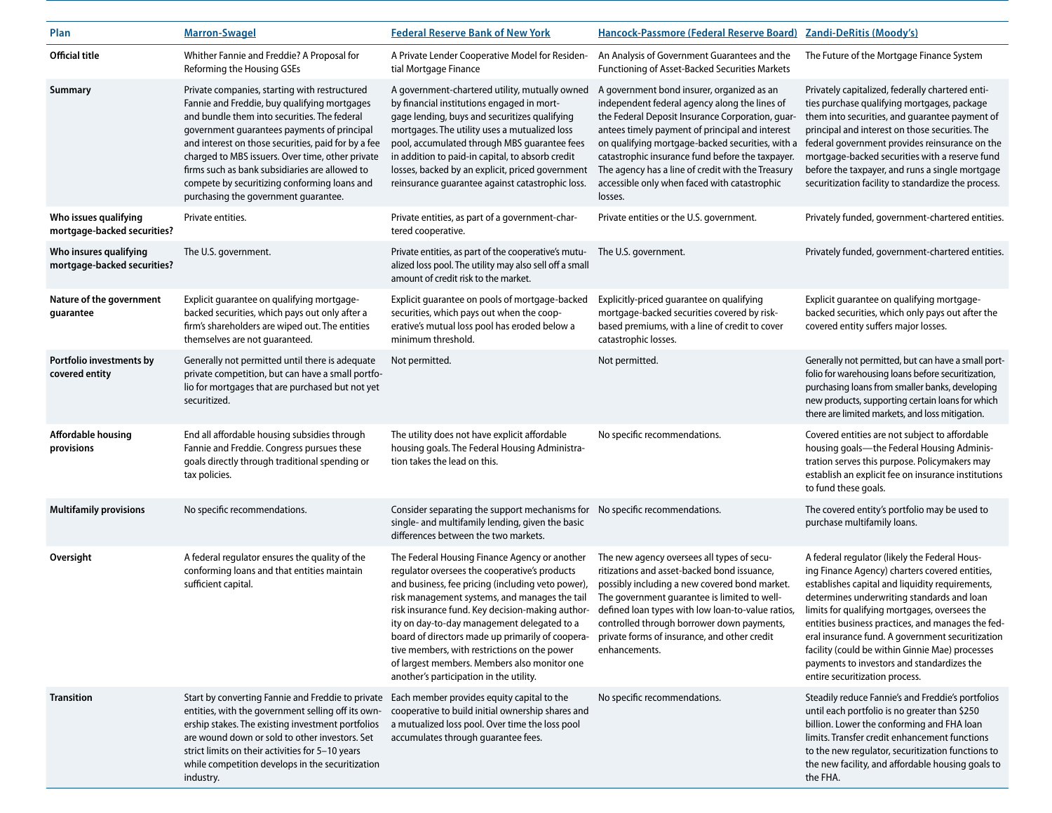| Plan | Marron-Swagel | Federal Reserve Bank of New York | Hancock-Passmore (Federal Reserve Board) | Zandi-DeRitis (Moody's) |
|---|---|---|---|---|
| **Official title** | Whither Fannie and Freddie? A Proposal for Reforming the Housing GSEs | A Private Lender Cooperative Model for Residential Mortgage Finance | An Analysis of Government Guarantees and the Functioning of Asset-Backed Securities Markets | The Future of the Mortgage Finance System |
| **Summary** | Private companies, starting with restructured Fannie and Freddie, buy qualifying mortgages and bundle them into securities. The federal government guarantees payments of principal and interest on those securities, paid for by a fee charged to MBS issuers. Over time, other private firms such as bank subsidiaries are allowed to compete by securitizing conforming loans and purchasing the government guarantee. | A government-chartered utility, mutually owned by financial institutions engaged in mortgage lending, buys and securitizes qualifying mortgages. The utility uses a mutualized loss pool, accumulated through MBS guarantee fees in addition to paid-in capital, to absorb credit losses, backed by an explicit, priced government reinsurance guarantee against catastrophic loss. | A government bond insurer, organized as an independent federal agency along the lines of the Federal Deposit Insurance Corporation, guarantees timely payment of principal and interest on qualifying mortgage-backed securities, with a catastrophic insurance fund before the taxpayer. The agency has a line of credit with the Treasury accessible only when faced with catastrophic losses. | Privately capitalized, federally chartered entities purchase qualifying mortgages, package them into securities, and guarantee payment of principal and interest on those securities. The federal government provides reinsurance on the mortgage-backed securities with a reserve fund before the taxpayer, and runs a single mortgage securitization facility to standardize the process. |
| **Who issues qualifying mortgage-backed securities?** | Private entities. | Private entities, as part of a government-chartered cooperative. | Private entities or the U.S. government. | Privately funded, government-chartered entities. |
| **Who insures qualifying mortgage-backed securities?** | The U.S. government. | Private entities, as part of the cooperative's mutualized loss pool. The utility may also sell off a small amount of credit risk to the market. | The U.S. government. | Privately funded, government-chartered entities. |
| **Nature of the government guarantee** | Explicit guarantee on qualifying mortgage-backed securities, which pays out only after a firm's shareholders are wiped out. The entities themselves are not guaranteed. | Explicit guarantee on pools of mortgage-backed securities, which pays out when the cooperative's mutual loss pool has eroded below a minimum threshold. | Explicitly-priced guarantee on qualifying mortgage-backed securities covered by risk-based premiums, with a line of credit to cover catastrophic losses. | Explicit guarantee on qualifying mortgage-backed securities, which only pays out after the covered entity suffers major losses. |
| **Portfolio investments by covered entity** | Generally not permitted until there is adequate private competition, but can have a small portfolio for mortgages that are purchased but not yet securitized. | Not permitted. | Not permitted. | Generally not permitted, but can have a small portfolio for warehousing loans before securitization, purchasing loans from smaller banks, developing new products, supporting certain loans for which there are limited markets, and loss mitigation. |
| **Affordable housing provisions** | End all affordable housing subsidies through Fannie and Freddie. Congress pursues these goals directly through traditional spending or tax policies. | The utility does not have explicit affordable housing goals. The Federal Housing Administration takes the lead on this. | No specific recommendations. | Covered entities are not subject to affordable housing goals—the Federal Housing Administration serves this purpose. Policymakers may establish an explicit fee on insurance institutions to fund these goals. |
| **Multifamily provisions** | No specific recommendations. | Consider separating the support mechanisms for single- and multifamily lending, given the basic differences between the two markets. | No specific recommendations. | The covered entity's portfolio may be used to purchase multifamily loans. |
| **Oversight** | A federal regulator ensures the quality of the conforming loans and that entities maintain sufficient capital. | The Federal Housing Finance Agency or another regulator oversees the cooperative's products and business, fee pricing (including veto power), risk management systems, and manages the tail risk insurance fund. Key decision-making authority on day-to-day management delegated to a board of directors made up primarily of cooperative members, with restrictions on the power of largest members. Members also monitor one another's participation in the utility. | The new agency oversees all types of securitizations and asset-backed bond issuance, possibly including a new covered bond market. The government guarantee is limited to well-defined loan types with low loan-to-value ratios, controlled through borrower down payments, private forms of insurance, and other credit enhancements. | A federal regulator (likely the Federal Housing Finance Agency) charters covered entities, establishes capital and liquidity requirements, determines underwriting standards and loan limits for qualifying mortgages, oversees the entities business practices, and manages the federal insurance fund. A government securitization facility (could be within Ginnie Mae) processes payments to investors and standardizes the entire securitization process. |
| **Transition** | Start by converting Fannie and Freddie to private entities, with the government selling off its ownership stakes. The existing investment portfolios are wound down or sold to other investors. Set strict limits on their activities for 5–10 years while competition develops in the securitization industry. | Each member provides equity capital to the cooperative to build initial ownership shares and a mutualized loss pool. Over time the loss pool accumulates through guarantee fees. | No specific recommendations. | Steadily reduce Fannie's and Freddie's portfolios until each portfolio is no greater than $250 billion. Lower the conforming and FHA loan limits. Transfer credit enhancement functions to the new regulator, securitization functions to the new facility, and affordable housing goals to the FHA. |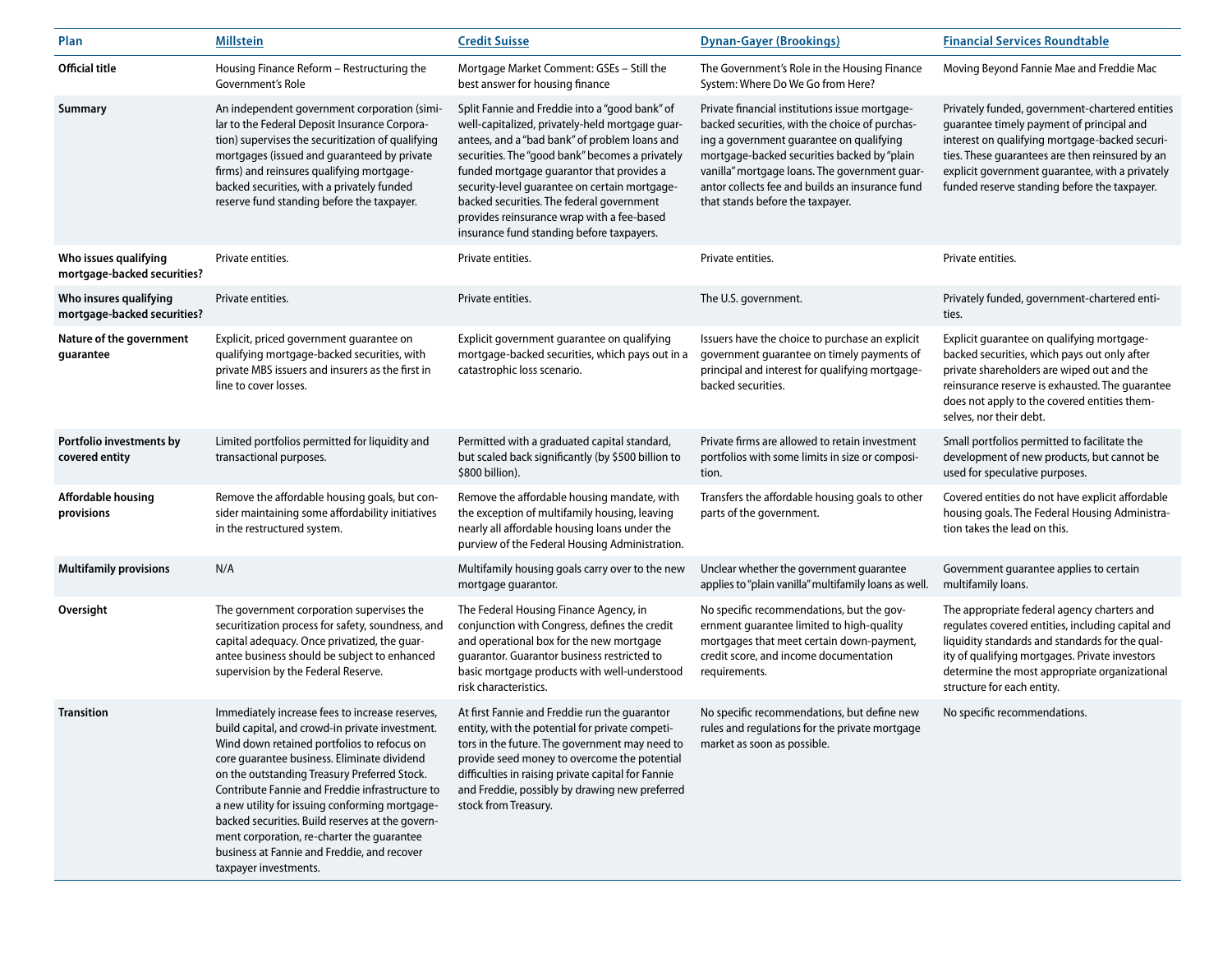| Plan | Millstein | Credit Suisse | Dynan-Gayer (Brookings) | Financial Services Roundtable |
|---|---|---|---|---|
| **Official title** | Housing Finance Reform – Restructuring the Government's Role | Mortgage Market Comment: GSEs – Still the best answer for housing finance | The Government's Role in the Housing Finance System: Where Do We Go from Here? | Moving Beyond Fannie Mae and Freddie Mac |
| **Summary** | An independent government corporation (similar to the Federal Deposit Insurance Corporation) supervises the securitization of qualifying mortgages (issued and guaranteed by private firms) and reinsures qualifying mortgage-backed securities, with a privately funded reserve fund standing before the taxpayer. | Split Fannie and Freddie into a "good bank" of well-capitalized, privately-held mortgage guarantees, and a "bad bank" of problem loans and securities. The "good bank" becomes a privately funded mortgage guarantor that provides a security-level guarantee on certain mortgage-backed securities. The federal government provides reinsurance wrap with a fee-based insurance fund standing before taxpayers. | Private financial institutions issue mortgage-backed securities, with the choice of purchasing a government guarantee on qualifying mortgage-backed securities backed by "plain vanilla" mortgage loans. The government guarantor collects fee and builds an insurance fund that stands before the taxpayer. | Privately funded, government-chartered entities guarantee timely payment of principal and interest on qualifying mortgage-backed securities. These guarantees are then reinsured by an explicit government guarantee, with a privately funded reserve standing before the taxpayer. |
| **Who issues qualifying mortgage-backed securities?** | Private entities. | Private entities. | Private entities. | Private entities. |
| **Who insures qualifying mortgage-backed securities?** | Private entities. | Private entities. | The U.S. government. | Privately funded, government-chartered entities. |
| **Nature of the government guarantee** | Explicit, priced government guarantee on qualifying mortgage-backed securities, with private MBS issuers and insurers as the first in line to cover losses. | Explicit government guarantee on qualifying mortgage-backed securities, which pays out in a catastrophic loss scenario. | Issuers have the choice to purchase an explicit government guarantee on timely payments of principal and interest for qualifying mortgage-backed securities. | Explicit guarantee on qualifying mortgage-backed securities, which pays out only after private shareholders are wiped out and the reinsurance reserve is exhausted. The guarantee does not apply to the covered entities themselves, nor their debt. |
| **Portfolio investments by covered entity** | Limited portfolios permitted for liquidity and transactional purposes. | Permitted with a graduated capital standard, but scaled back significantly (by $500 billion to $800 billion). | Private firms are allowed to retain investment portfolios with some limits in size or composition. | Small portfolios permitted to facilitate the development of new products, but cannot be used for speculative purposes. |
| **Affordable housing provisions** | Remove the affordable housing goals, but consider maintaining some affordability initiatives in the restructured system. | Remove the affordable housing mandate, with the exception of multifamily housing, leaving nearly all affordable housing loans under the purview of the Federal Housing Administration. | Transfers the affordable housing goals to other parts of the government. | Covered entities do not have explicit affordable housing goals. The Federal Housing Administration takes the lead on this. |
| **Multifamily provisions** | N/A | Multifamily housing goals carry over to the new mortgage guarantor. | Unclear whether the government guarantee applies to "plain vanilla" multifamily loans as well. | Government guarantee applies to certain multifamily loans. |
| **Oversight** | The government corporation supervises the securitization process for safety, soundness, and capital adequacy. Once privatized, the guarantee business should be subject to enhanced supervision by the Federal Reserve. | The Federal Housing Finance Agency, in conjunction with Congress, defines the credit and operational box for the new mortgage guarantor. Guarantor business restricted to basic mortgage products with well-understood risk characteristics. | No specific recommendations, but the government guarantee limited to high-quality mortgages that meet certain down-payment, credit score, and income documentation requirements. | The appropriate federal agency charters and regulates covered entities, including capital and liquidity standards and standards for the quality of qualifying mortgages. Private investors determine the most appropriate organizational structure for each entity. |
| **Transition** | Immediately increase fees to increase reserves, build capital, and crowd-in private investment. Wind down retained portfolios to refocus on core guarantee business. Eliminate dividend on the outstanding Treasury Preferred Stock. Contribute Fannie and Freddie infrastructure to a new utility for issuing conforming mortgage-backed securities. Build reserves at the government corporation, re-charter the guarantee business at Fannie and Freddie, and recover taxpayer investments. | At first Fannie and Freddie run the guarantor entity, with the potential for private competitors in the future. The government may need to provide seed money to overcome the potential difficulties in raising private capital for Fannie and Freddie, possibly by drawing new preferred stock from Treasury. | No specific recommendations, but define new rules and regulations for the private mortgage market as soon as possible. | No specific recommendations. |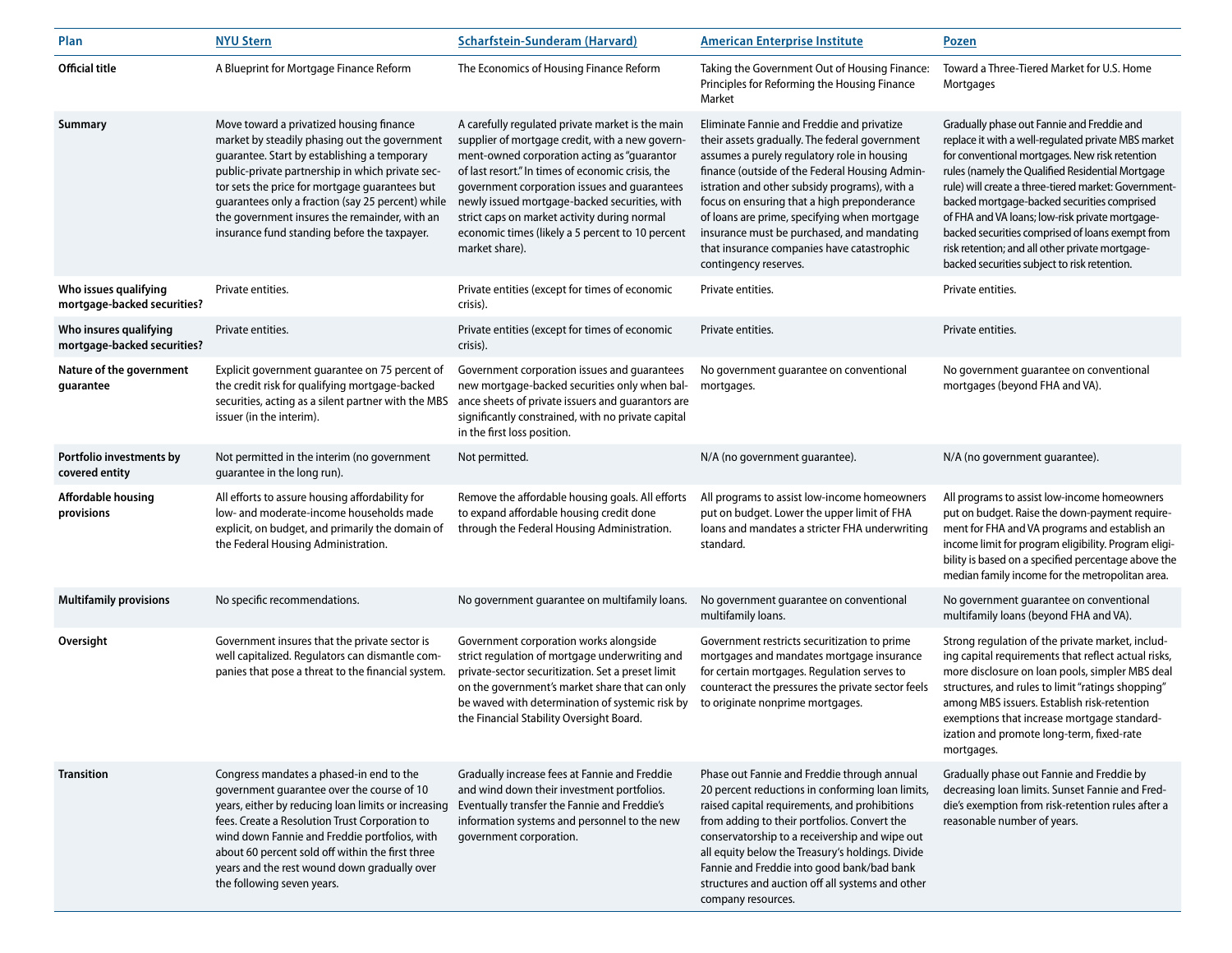| Plan | NYU Stern | Scharfstein-Sunderam (Harvard) | American Enterprise Institute | Pozen |
|---|---|---|---|---|
| **Official title** | A Blueprint for Mortgage Finance Reform | The Economics of Housing Finance Reform | Taking the Government Out of Housing Finance: Principles for Reforming the Housing Finance Market | Toward a Three-Tiered Market for U.S. Home Mortgages |
| **Summary** | Move toward a privatized housing finance market by steadily phasing out the government guarantee. Start by establishing a temporary public-private partnership in which private sector sets the price for mortgage guarantees but guarantees only a fraction (say 25 percent) while the government insures the remainder, with an insurance fund standing before the taxpayer. | A carefully regulated private market is the main supplier of mortgage credit, with a new government-owned corporation acting as "guarantor of last resort." In times of economic crisis, the government corporation issues and guarantees newly issued mortgage-backed securities, with strict caps on market activity during normal economic times (likely a 5 percent to 10 percent market share). | Eliminate Fannie and Freddie and privatize their assets gradually. The federal government assumes a purely regulatory role in housing finance (outside of the Federal Housing Administration and other subsidy programs), with a focus on ensuring that a high preponderance of loans are prime, specifying when mortgage insurance must be purchased, and mandating that insurance companies have catastrophic contingency reserves. | Gradually phase out Fannie and Freddie and replace it with a well-regulated private MBS market for conventional mortgages. New risk retention rules (namely the Qualified Residential Mortgage rule) will create a three-tiered market: Government-backed mortgage-backed securities comprised of FHA and VA loans; low-risk private mortgage-backed securities comprised of loans exempt from risk retention; and all other private mortgage-backed securities subject to risk retention. |
| **Who issues qualifying mortgage-backed securities?** | Private entities. | Private entities (except for times of economic crisis). | Private entities. | Private entities. |
| **Who insures qualifying mortgage-backed securities?** | Private entities. | Private entities (except for times of economic crisis). | Private entities. | Private entities. |
| **Nature of the government guarantee** | Explicit government guarantee on 75 percent of the credit risk for qualifying mortgage-backed securities, acting as a silent partner with the MBS issuer (in the interim). | Government corporation issues and guarantees new mortgage-backed securities only when balance sheets of private issuers and guarantors are significantly constrained, with no private capital in the first loss position. | No government guarantee on conventional mortgages. | No government guarantee on conventional mortgages (beyond FHA and VA). |
| **Portfolio investments by covered entity** | Not permitted in the interim (no government guarantee in the long run). | Not permitted. | N/A (no government guarantee). | N/A (no government guarantee). |
| **Affordable housing provisions** | All efforts to assure housing affordability for low- and moderate-income households made explicit, on budget, and primarily the domain of the Federal Housing Administration. | Remove the affordable housing goals. All efforts to expand affordable housing credit done through the Federal Housing Administration. | All programs to assist low-income homeowners put on budget. Lower the upper limit of FHA loans and mandates a stricter FHA underwriting standard. | All programs to assist low-income homeowners put on budget. Raise the down-payment requirement for FHA and VA programs and establish an income limit for program eligibility. Program eligibility is based on a specified percentage above the median family income for the metropolitan area. |
| **Multifamily provisions** | No specific recommendations. | No government guarantee on multifamily loans. | No government guarantee on conventional multifamily loans. | No government guarantee on conventional multifamily loans (beyond FHA and VA). |
| **Oversight** | Government insures that the private sector is well capitalized. Regulators can dismantle companies that pose a threat to the financial system. | Government corporation works alongside strict regulation of mortgage underwriting and private-sector securitization. Set a preset limit on the government's market share that can only be waved with determination of systemic risk by the Financial Stability Oversight Board. | Government restricts securitization to prime mortgages and mandates mortgage insurance for certain mortgages. Regulation serves to counteract the pressures the private sector feels to originate nonprime mortgages. | Strong regulation of the private market, including capital requirements that reflect actual risks, more disclosure on loan pools, simpler MBS deal structures, and rules to limit "ratings shopping" among MBS issuers. Establish risk-retention exemptions that increase mortgage standardization and promote long-term, fixed-rate mortgages. |
| **Transition** | Congress mandates a phased-in end to the government guarantee over the course of 10 years, either by reducing loan limits or increasing fees. Create a Resolution Trust Corporation to wind down Fannie and Freddie portfolios, with about 60 percent sold off within the first three years and the rest wound down gradually over the following seven years. | Gradually increase fees at Fannie and Freddie and wind down their investment portfolios. Eventually transfer the Fannie and Freddie's information systems and personnel to the new government corporation. | Phase out Fannie and Freddie through annual 20 percent reductions in conforming loan limits, raised capital requirements, and prohibitions from adding to their portfolios. Convert the conservatorship to a receivership and wipe out all equity below the Treasury's holdings. Divide Fannie and Freddie into good bank/bad bank structures and auction off all systems and other company resources. | Gradually phase out Fannie and Freddie by decreasing loan limits. Sunset Fannie and Freddie's exemption from risk-retention rules after a reasonable number of years. |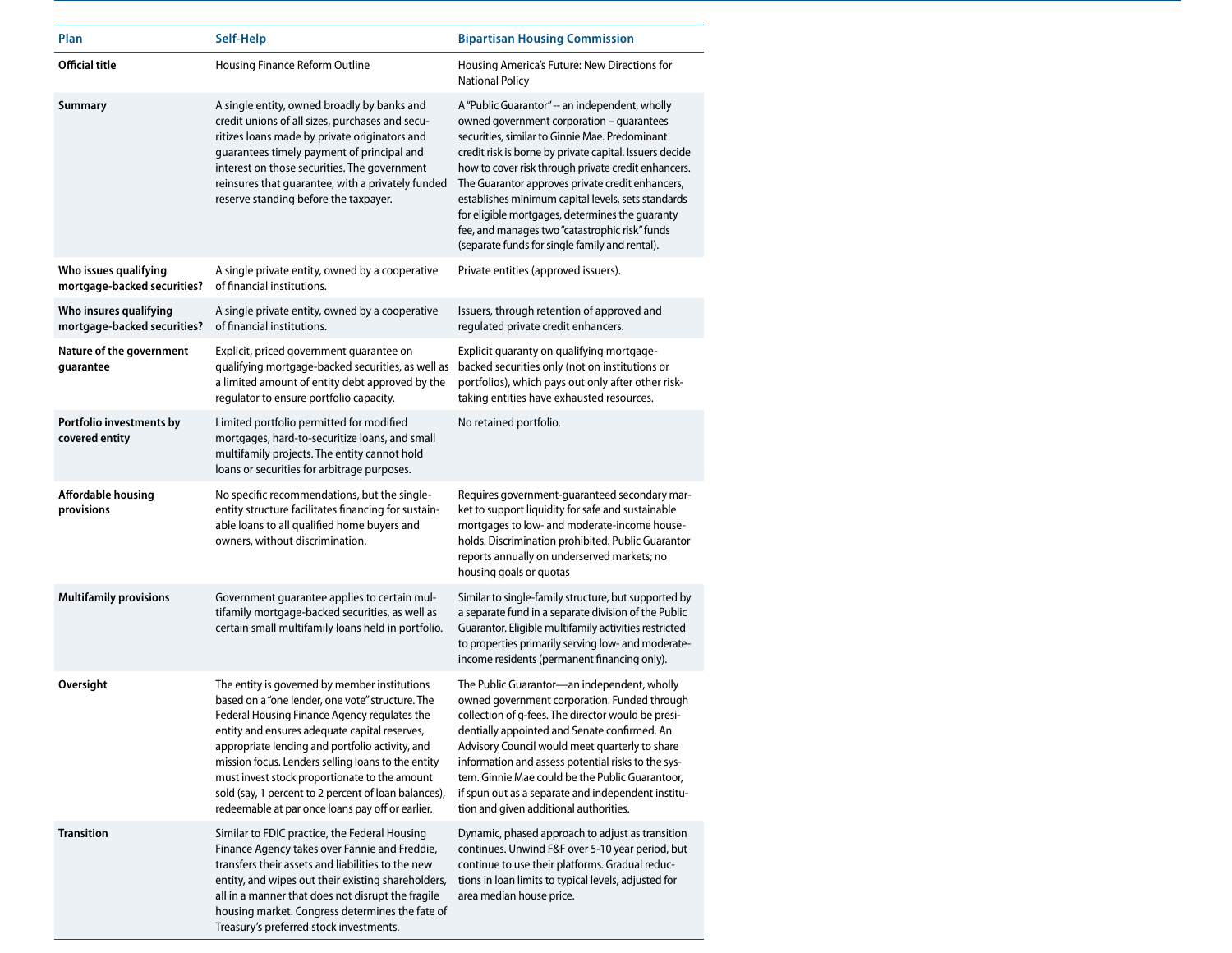| Plan | Self-Help | Bipartisan Housing Commission |
|---|---|---|
| **Official title** | Housing Finance Reform Outline | Housing America's Future: New Directions for National Policy |
| **Summary** | A single entity, owned broadly by banks and credit unions of all sizes, purchases and securitizes loans made by private originators and guarantees timely payment of principal and interest on those securities. The government reinsures that guarantee, with a privately funded reserve standing before the taxpayer. | A "Public Guarantor" -- an independent, wholly owned government corporation – guarantees securities, similar to Ginnie Mae. Predominant credit risk is borne by private capital. Issuers decide how to cover risk through private credit enhancers. The Guarantor approves private credit enhancers, establishes minimum capital levels, sets standards for eligible mortgages, determines the guaranty fee, and manages two "catastrophic risk" funds (separate funds for single family and rental). |
| **Who issues qualifying mortgage-backed securities?** | A single private entity, owned by a cooperative of financial institutions. | Private entities (approved issuers). |
| **Who insures qualifying mortgage-backed securities?** | A single private entity, owned by a cooperative of financial institutions. | Issuers, through retention of approved and regulated private credit enhancers. |
| **Nature of the government guarantee** | Explicit, priced government guarantee on qualifying mortgage-backed securities, as well as a limited amount of entity debt approved by the regulator to ensure portfolio capacity. | Explicit guaranty on qualifying mortgage-backed securities only (not on institutions or portfolios), which pays out only after other risk-taking entities have exhausted resources. |
| **Portfolio investments by covered entity** | Limited portfolio permitted for modified mortgages, hard-to-securitize loans, and small multifamily projects. The entity cannot hold loans or securities for arbitrage purposes. | No retained portfolio. |
| **Affordable housing provisions** | No specific recommendations, but the single-entity structure facilitates financing for sustainable loans to all qualified home buyers and owners, without discrimination. | Requires government-guaranteed secondary market to support liquidity for safe and sustainable mortgages to low- and moderate-income households. Discrimination prohibited. Public Guarantor reports annually on underserved markets; no housing goals or quotas |
| **Multifamily provisions** | Government guarantee applies to certain multifamily mortgage-backed securities, as well as certain small multifamily loans held in portfolio. | Similar to single-family structure, but supported by a separate fund in a separate division of the Public Guarantor. Eligible multifamily activities restricted to properties primarily serving low- and moderate-income residents (permanent financing only). |
| **Oversight** | The entity is governed by member institutions based on a "one lender, one vote" structure. The Federal Housing Finance Agency regulates the entity and ensures adequate capital reserves, appropriate lending and portfolio activity, and mission focus. Lenders selling loans to the entity must invest stock proportionate to the amount sold (say, 1 percent to 2 percent of loan balances), redeemable at par once loans pay off or earlier. | The Public Guarantor—an independent, wholly owned government corporation. Funded through collection of g-fees. The director would be presidentially appointed and Senate confirmed. An Advisory Council would meet quarterly to share information and assess potential risks to the system. Ginnie Mae could be the Public Guarantoor, if spun out as a separate and independent institution and given additional authorities. |
| **Transition** | Similar to FDIC practice, the Federal Housing Finance Agency takes over Fannie and Freddie, transfers their assets and liabilities to the new entity, and wipes out their existing shareholders, all in a manner that does not disrupt the fragile housing market. Congress determines the fate of Treasury's preferred stock investments. | Dynamic, phased approach to adjust as transition continues. Unwind F&F over 5-10 year period, but continue to use their platforms. Gradual reductions in loan limits to typical levels, adjusted for area median house price. |